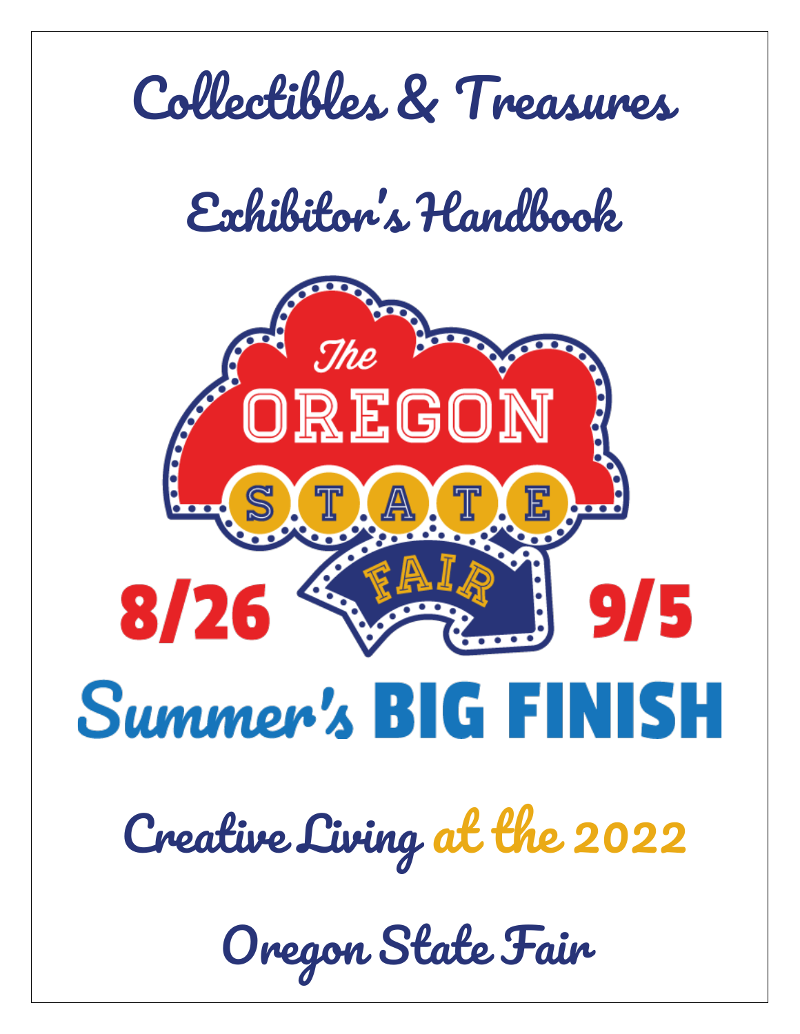# Collectibles & Treasures

# Exhibitor's Handbook

The OREGON STATE FAIR

8/26 9/5

Summer's BIG FINISH

## Creative Living at the 2022

## Oregon State Fair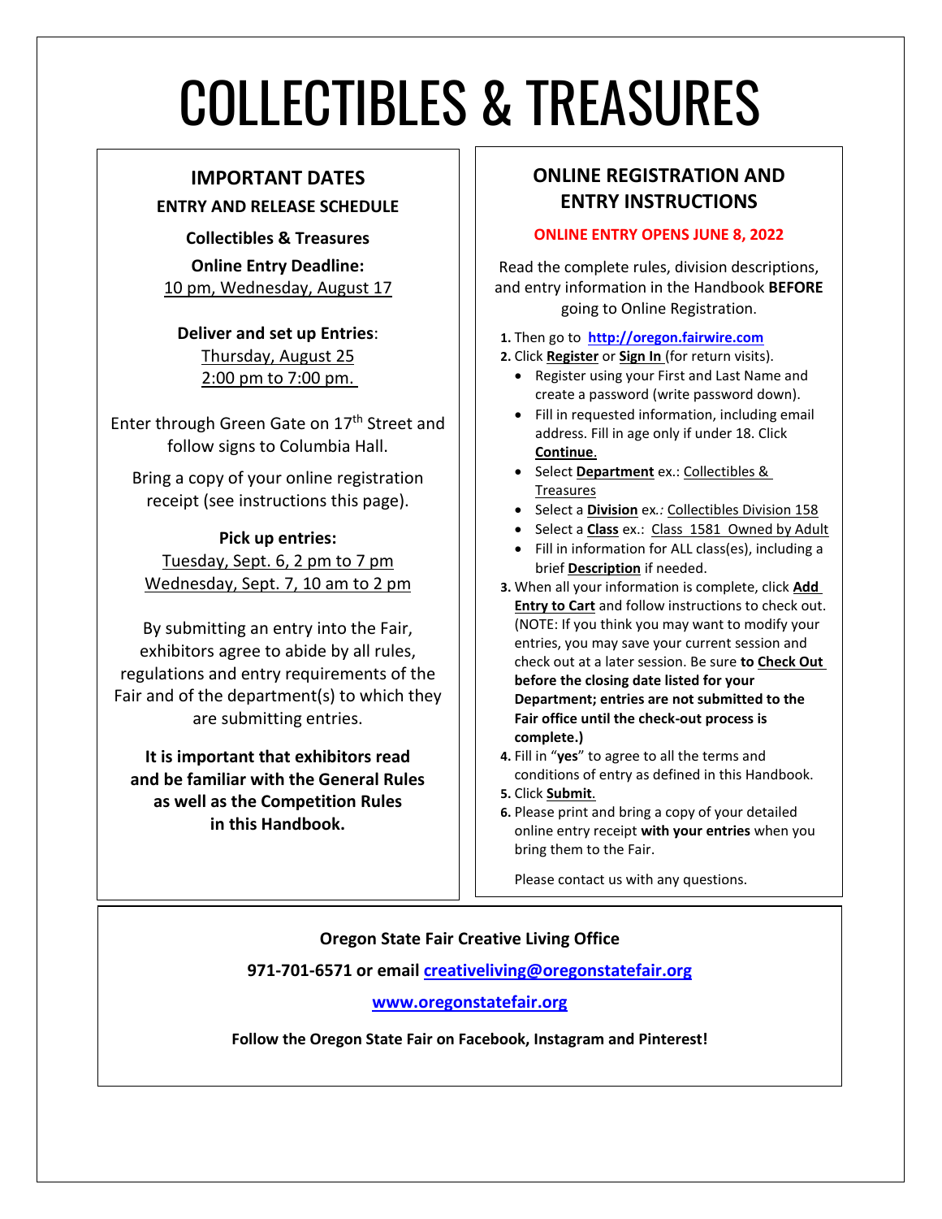# COLLECTIBLES & TREASURES

## IMPORTANT DATES

### ENTRY AND RELEASE SCHEDULE

**Collectibles & Treasures**

**Online Entry Deadline:**
10 pm, Wednesday, August 17

**Deliver and set up Entries**:
Thursday, August 25
2:00 pm to 7:00 pm.

Enter through Green Gate on 17th Street and follow signs to Columbia Hall.

Bring a copy of your online registration receipt (see instructions this page).

**Pick up entries:**
Tuesday, Sept. 6, 2 pm to 7 pm
Wednesday, Sept. 7, 10 am to 2 pm

By submitting an entry into the Fair, exhibitors agree to abide by all rules, regulations and entry requirements of the Fair and of the department(s) to which they are submitting entries.

**It is important that exhibitors read and be familiar with the General Rules as well as the Competition Rules in this Handbook.**

## ONLINE REGISTRATION AND ENTRY INSTRUCTIONS

**ONLINE ENTRY OPENS JUNE 8, 2022**

Read the complete rules, division descriptions, and entry information in the Handbook **BEFORE** going to Online Registration.

1. Then go to **http://oregon.fairwire.com**
2. Click **Register** or **Sign In** (for return visits).
   - Register using your First and Last Name and create a password (write password down).
   - Fill in requested information, including email address. Fill in age only if under 18. Click **Continue**.
   - Select **Department** ex.: Collectibles & Treasures
   - Select a **Division** ex.*:* Collectibles Division 158
   - Select a **Class** ex.: Class 1581 Owned by Adult
   - Fill in information for ALL class(es), including a brief **Description** if needed.
3. When all your information is complete, click **Add Entry to Cart** and follow instructions to check out. (NOTE: If you think you may want to modify your entries, you may save your current session and check out at a later session. Be sure **to Check Out before the closing date listed for your Department; entries are not submitted to the Fair office until the check-out process is complete.)**
4. Fill in "**yes**" to agree to all the terms and conditions of entry as defined in this Handbook.
5. Click **Submit**.
6. Please print and bring a copy of your detailed online entry receipt **with your entries** when you bring them to the Fair.

Please contact us with any questions.

**Oregon State Fair Creative Living Office**

**971-701-6571 or email creativeliving@oregonstatefair.org**

**www.oregonstatefair.org**

**Follow the Oregon State Fair on Facebook, Instagram and Pinterest!**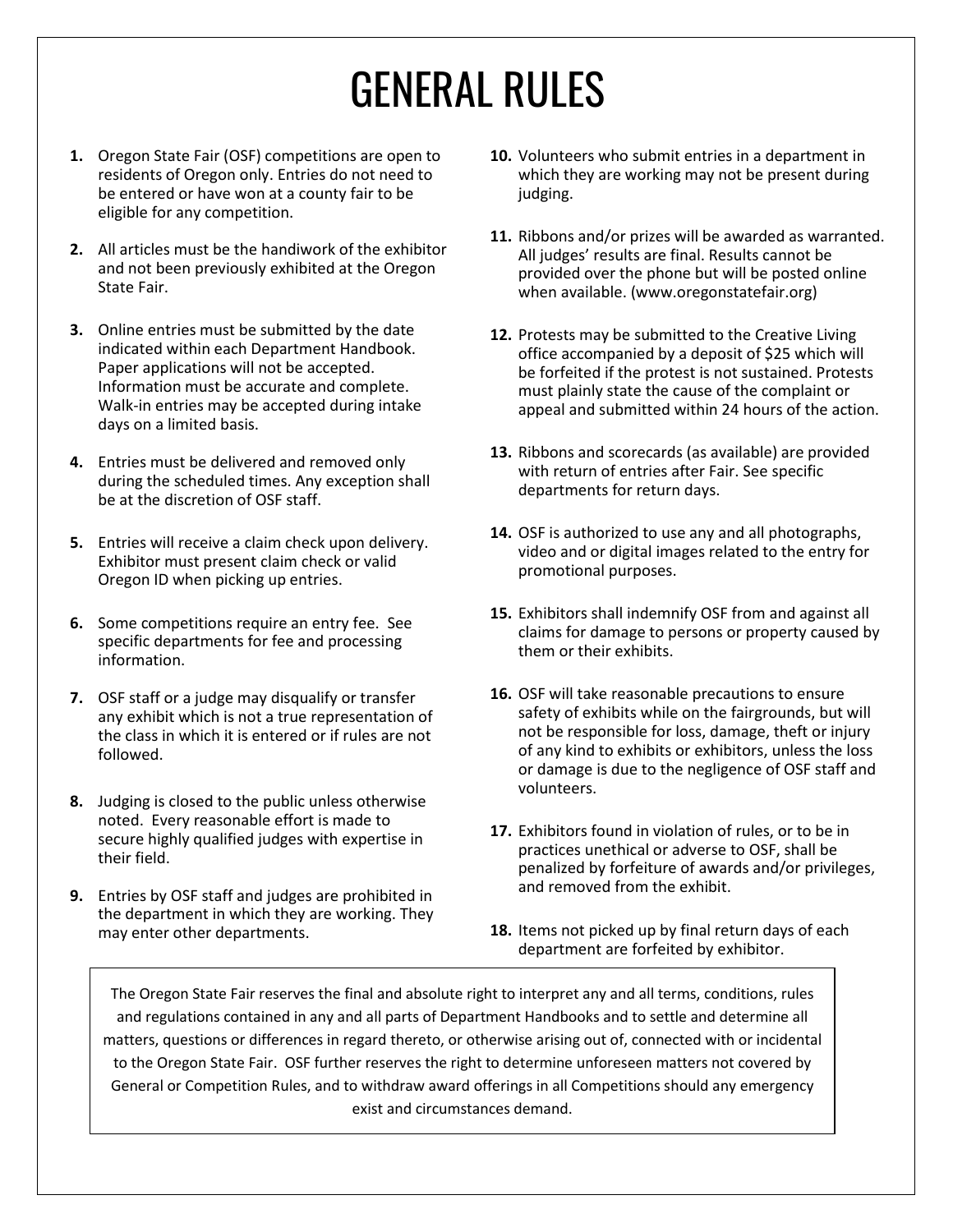# GENERAL RULES

1. Oregon State Fair (OSF) competitions are open to residents of Oregon only. Entries do not need to be entered or have won at a county fair to be eligible for any competition.

2. All articles must be the handiwork of the exhibitor and not been previously exhibited at the Oregon State Fair.

3. Online entries must be submitted by the date indicated within each Department Handbook. Paper applications will not be accepted. Information must be accurate and complete. Walk-in entries may be accepted during intake days on a limited basis.

4. Entries must be delivered and removed only during the scheduled times. Any exception shall be at the discretion of OSF staff.

5. Entries will receive a claim check upon delivery. Exhibitor must present claim check or valid Oregon ID when picking up entries.

6. Some competitions require an entry fee. See specific departments for fee and processing information.

7. OSF staff or a judge may disqualify or transfer any exhibit which is not a true representation of the class in which it is entered or if rules are not followed.

8. Judging is closed to the public unless otherwise noted. Every reasonable effort is made to secure highly qualified judges with expertise in their field.

9. Entries by OSF staff and judges are prohibited in the department in which they are working. They may enter other departments.

10. Volunteers who submit entries in a department in which they are working may not be present during judging.

11. Ribbons and/or prizes will be awarded as warranted. All judges' results are final. Results cannot be provided over the phone but will be posted online when available. (www.oregonstatefair.org)

12. Protests may be submitted to the Creative Living office accompanied by a deposit of $25 which will be forfeited if the protest is not sustained. Protests must plainly state the cause of the complaint or appeal and submitted within 24 hours of the action.

13. Ribbons and scorecards (as available) are provided with return of entries after Fair. See specific departments for return days.

14. OSF is authorized to use any and all photographs, video and or digital images related to the entry for promotional purposes.

15. Exhibitors shall indemnify OSF from and against all claims for damage to persons or property caused by them or their exhibits.

16. OSF will take reasonable precautions to ensure safety of exhibits while on the fairgrounds, but will not be responsible for loss, damage, theft or injury of any kind to exhibits or exhibitors, unless the loss or damage is due to the negligence of OSF staff and volunteers.

17. Exhibitors found in violation of rules, or to be in practices unethical or adverse to OSF, shall be penalized by forfeiture of awards and/or privileges, and removed from the exhibit.

18. Items not picked up by final return days of each department are forfeited by exhibitor.

The Oregon State Fair reserves the final and absolute right to interpret any and all terms, conditions, rules and regulations contained in any and all parts of Department Handbooks and to settle and determine all matters, questions or differences in regard thereto, or otherwise arising out of, connected with or incidental to the Oregon State Fair. OSF further reserves the right to determine unforeseen matters not covered by General or Competition Rules, and to withdraw award offerings in all Competitions should any emergency exist and circumstances demand.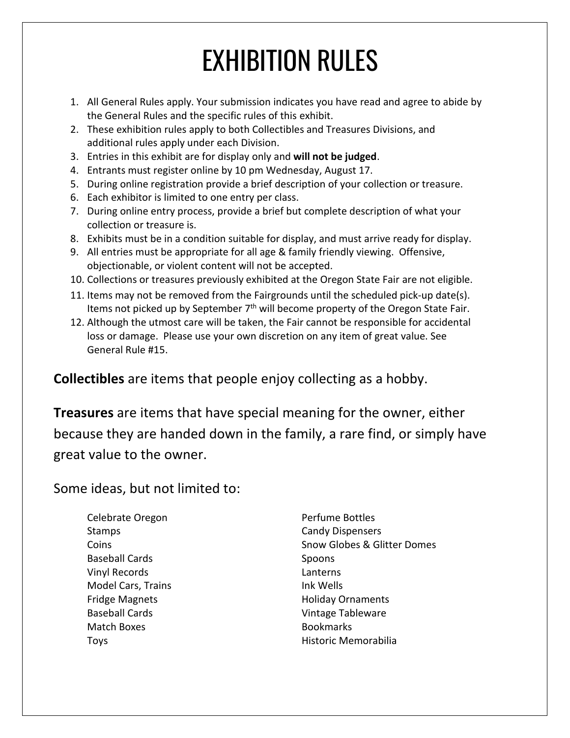# EXHIBITION RULES

1. All General Rules apply. Your submission indicates you have read and agree to abide by the General Rules and the specific rules of this exhibit.
2. These exhibition rules apply to both Collectibles and Treasures Divisions, and additional rules apply under each Division.
3. Entries in this exhibit are for display only and **will not be judged**.
4. Entrants must register online by 10 pm Wednesday, August 17.
5. During online registration provide a brief description of your collection or treasure.
6. Each exhibitor is limited to one entry per class.
7. During online entry process, provide a brief but complete description of what your collection or treasure is.
8. Exhibits must be in a condition suitable for display, and must arrive ready for display.
9. All entries must be appropriate for all age & family friendly viewing. Offensive, objectionable, or violent content will not be accepted.
10. Collections or treasures previously exhibited at the Oregon State Fair are not eligible.
11. Items may not be removed from the Fairgrounds until the scheduled pick-up date(s). Items not picked up by September 7th will become property of the Oregon State Fair.
12. Although the utmost care will be taken, the Fair cannot be responsible for accidental loss or damage. Please use your own discretion on any item of great value. See General Rule #15.

**Collectibles** are items that people enjoy collecting as a hobby.

**Treasures** are items that have special meaning for the owner, either because they are handed down in the family, a rare find, or simply have great value to the owner.

Some ideas, but not limited to:

- Celebrate Oregon
- Stamps
- Coins
- Baseball Cards
- Vinyl Records
- Model Cars, Trains
- Fridge Magnets
- Baseball Cards
- Match Boxes
- Toys
- Perfume Bottles
- Candy Dispensers
- Snow Globes & Glitter Domes
- Spoons
- Lanterns
- Ink Wells
- Holiday Ornaments
- Vintage Tableware
- Bookmarks
- Historic Memorabilia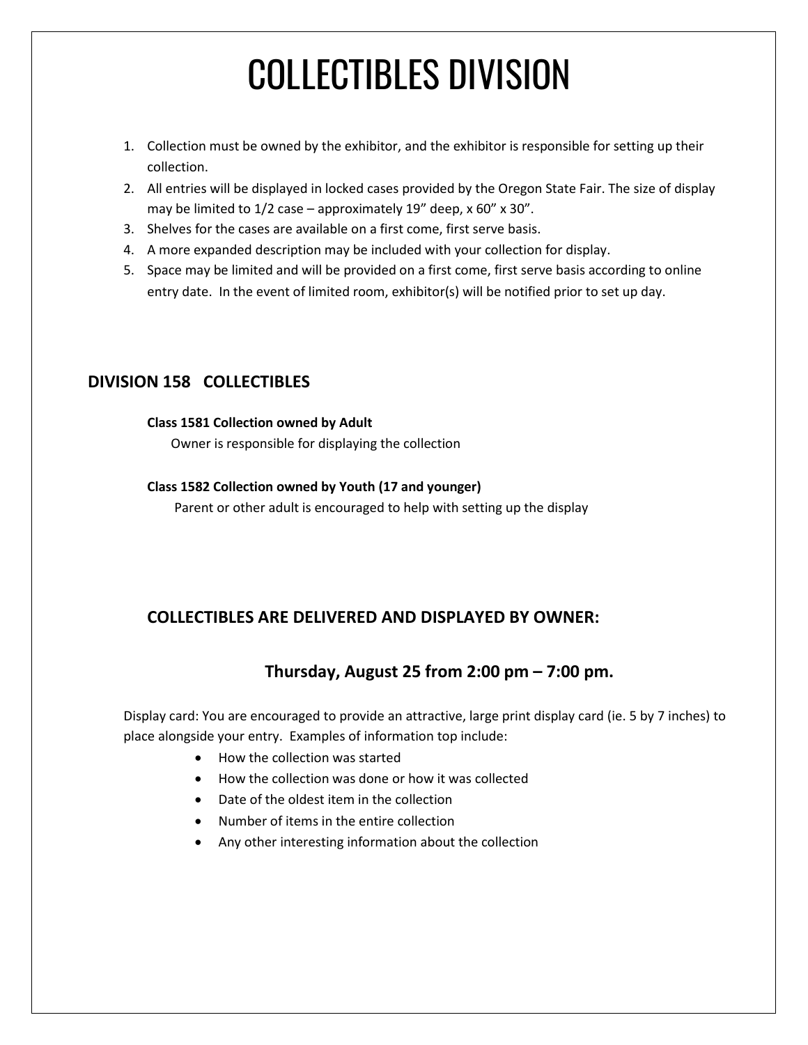# COLLECTIBLES DIVISION

1. Collection must be owned by the exhibitor, and the exhibitor is responsible for setting up their collection.
2. All entries will be displayed in locked cases provided by the Oregon State Fair. The size of display may be limited to 1/2 case – approximately 19" deep, x 60" x 30".
3. Shelves for the cases are available on a first come, first serve basis.
4. A more expanded description may be included with your collection for display.
5. Space may be limited and will be provided on a first come, first serve basis according to online entry date. In the event of limited room, exhibitor(s) will be notified prior to set up day.

## DIVISION 158 COLLECTIBLES

**Class 1581 Collection owned by Adult**

Owner is responsible for displaying the collection

**Class 1582 Collection owned by Youth (17 and younger)**

Parent or other adult is encouraged to help with setting up the display

### COLLECTIBLES ARE DELIVERED AND DISPLAYED BY OWNER:

### Thursday, August 25 from 2:00 pm – 7:00 pm.

Display card: You are encouraged to provide an attractive, large print display card (ie. 5 by 7 inches) to place alongside your entry. Examples of information top include:

- How the collection was started
- How the collection was done or how it was collected
- Date of the oldest item in the collection
- Number of items in the entire collection
- Any other interesting information about the collection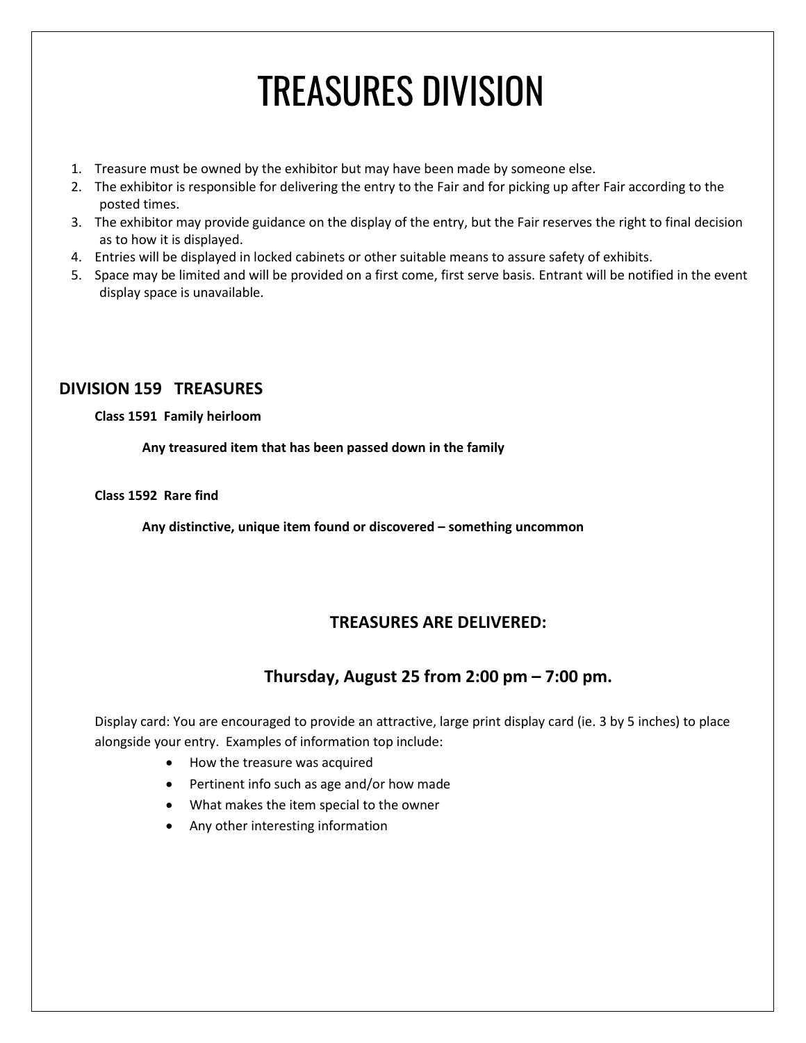# TREASURES DIVISION

1. Treasure must be owned by the exhibitor but may have been made by someone else.
2. The exhibitor is responsible for delivering the entry to the Fair and for picking up after Fair according to the posted times.
3. The exhibitor may provide guidance on the display of the entry, but the Fair reserves the right to final decision as to how it is displayed.
4. Entries will be displayed in locked cabinets or other suitable means to assure safety of exhibits.
5. Space may be limited and will be provided on a first come, first serve basis. Entrant will be notified in the event display space is unavailable.

## DIVISION 159 TREASURES

**Class 1591 Family heirloom**

**Any treasured item that has been passed down in the family**

**Class 1592 Rare find**

**Any distinctive, unique item found or discovered – something uncommon**

### TREASURES ARE DELIVERED:

### Thursday, August 25 from 2:00 pm – 7:00 pm.

Display card: You are encouraged to provide an attractive, large print display card (ie. 3 by 5 inches) to place alongside your entry. Examples of information top include:

- How the treasure was acquired
- Pertinent info such as age and/or how made
- What makes the item special to the owner
- Any other interesting information